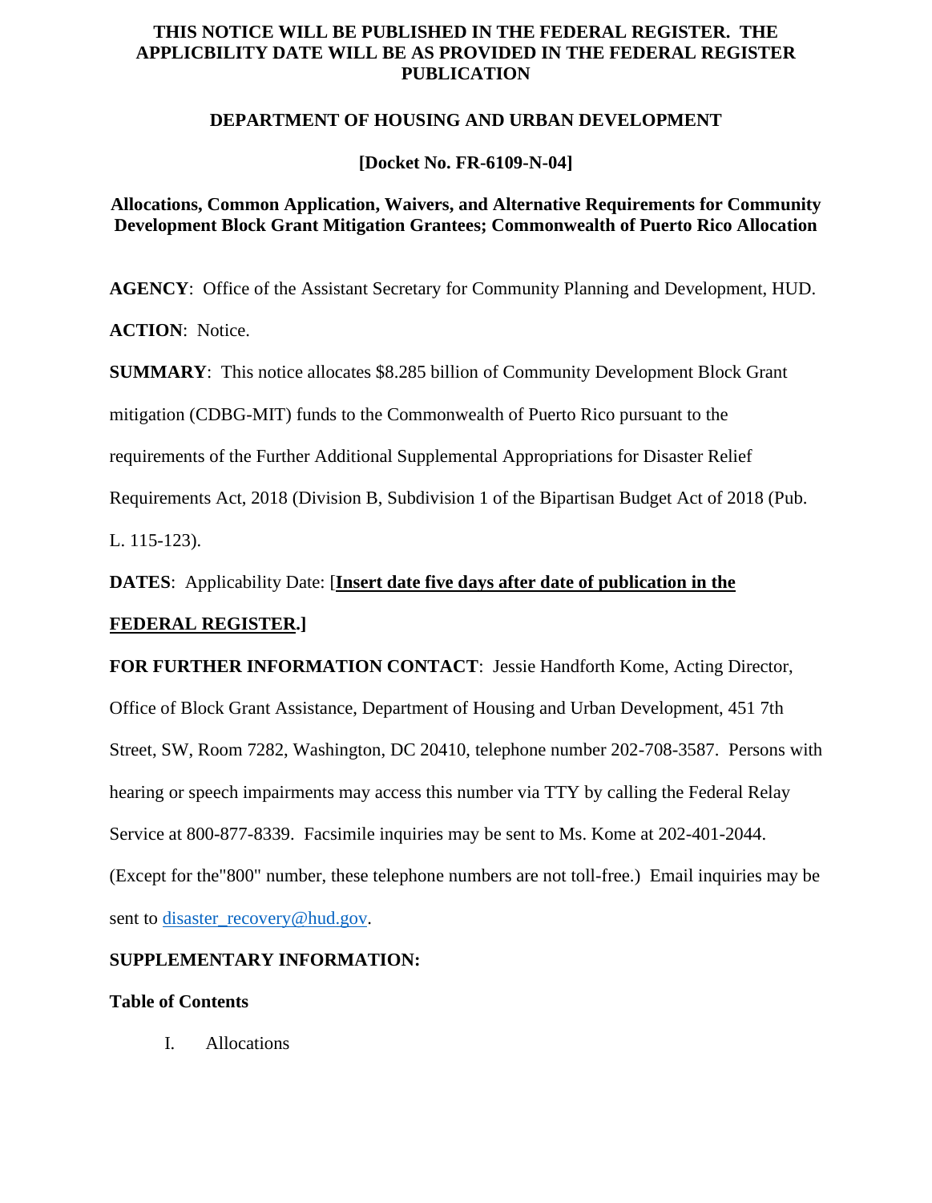**THIS NOTICE WILL BE PUBLISHED IN THE FEDERAL REGISTER. THE APPLICBILITY DATE WILL BE AS PROVIDED IN THE FEDERAL REGISTER PUBLICATION**

**DEPARTMENT OF HOUSING AND URBAN DEVELOPMENT**

**[Docket No. FR-6109-N-04]**

**Allocations, Common Application, Waivers, and Alternative Requirements for Community Development Block Grant Mitigation Grantees; Commonwealth of Puerto Rico Allocation**

**AGENCY**: Office of the Assistant Secretary for Community Planning and Development, HUD.

**ACTION**: Notice.

**SUMMARY**: This notice allocates $8.285 billion of Community Development Block Grant mitigation (CDBG-MIT) funds to the Commonwealth of Puerto Rico pursuant to the requirements of the Further Additional Supplemental Appropriations for Disaster Relief Requirements Act, 2018 (Division B, Subdivision 1 of the Bipartisan Budget Act of 2018 (Pub. L. 115-123).

**DATES**: Applicability Date: [**Insert date five days after date of publication in the FEDERAL REGISTER.]**

**FOR FURTHER INFORMATION CONTACT**: Jessie Handforth Kome, Acting Director, Office of Block Grant Assistance, Department of Housing and Urban Development, 451 7th Street, SW, Room 7282, Washington, DC 20410, telephone number 202-708-3587. Persons with hearing or speech impairments may access this number via TTY by calling the Federal Relay Service at 800-877-8339. Facsimile inquiries may be sent to Ms. Kome at 202-401-2044. (Except for the"800" number, these telephone numbers are not toll-free.) Email inquiries may be sent to disaster_recovery@hud.gov.

**SUPPLEMENTARY INFORMATION:**

**Table of Contents**

I. Allocations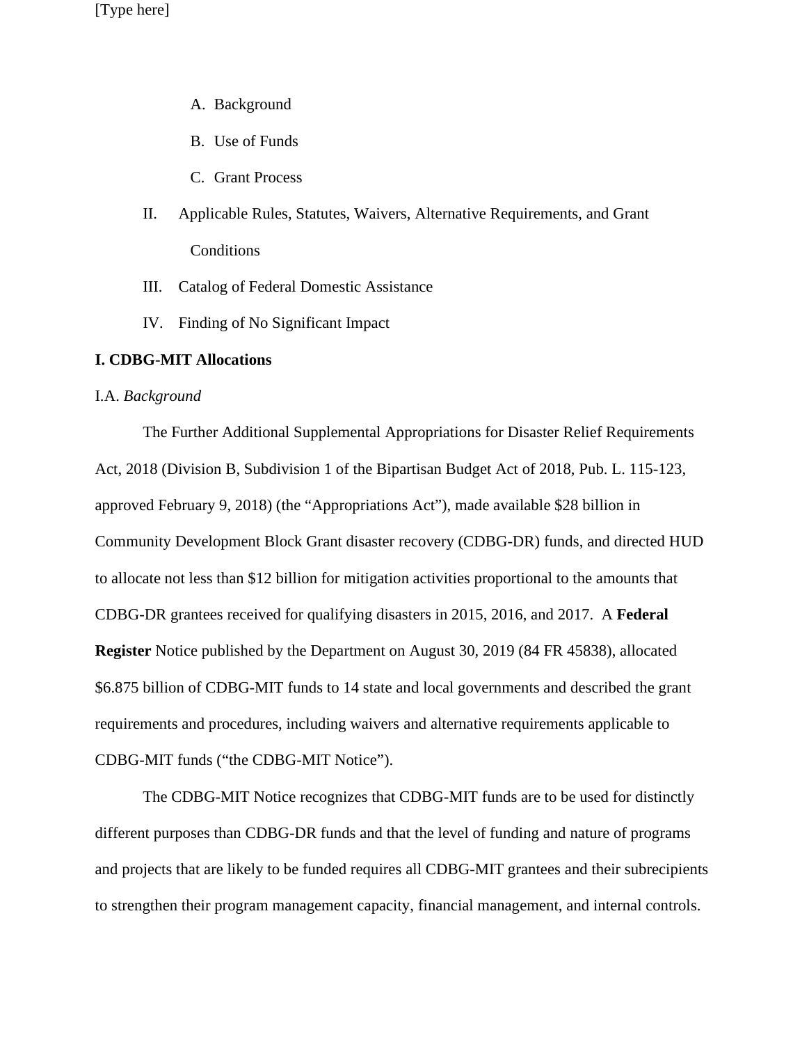A. Background

B. Use of Funds

C. Grant Process

II. Applicable Rules, Statutes, Waivers, Alternative Requirements, and Grant Conditions

III. Catalog of Federal Domestic Assistance

IV. Finding of No Significant Impact

**I. CDBG-MIT Allocations**

I.A. *Background*

The Further Additional Supplemental Appropriations for Disaster Relief Requirements Act, 2018 (Division B, Subdivision 1 of the Bipartisan Budget Act of 2018, Pub. L. 115-123, approved February 9, 2018) (the "Appropriations Act"), made available $28 billion in Community Development Block Grant disaster recovery (CDBG-DR) funds, and directed HUD to allocate not less than $12 billion for mitigation activities proportional to the amounts that CDBG-DR grantees received for qualifying disasters in 2015, 2016, and 2017. A **Federal Register** Notice published by the Department on August 30, 2019 (84 FR 45838), allocated $6.875 billion of CDBG-MIT funds to 14 state and local governments and described the grant requirements and procedures, including waivers and alternative requirements applicable to CDBG-MIT funds ("the CDBG-MIT Notice").

The CDBG-MIT Notice recognizes that CDBG-MIT funds are to be used for distinctly different purposes than CDBG-DR funds and that the level of funding and nature of programs and projects that are likely to be funded requires all CDBG-MIT grantees and their subrecipients to strengthen their program management capacity, financial management, and internal controls.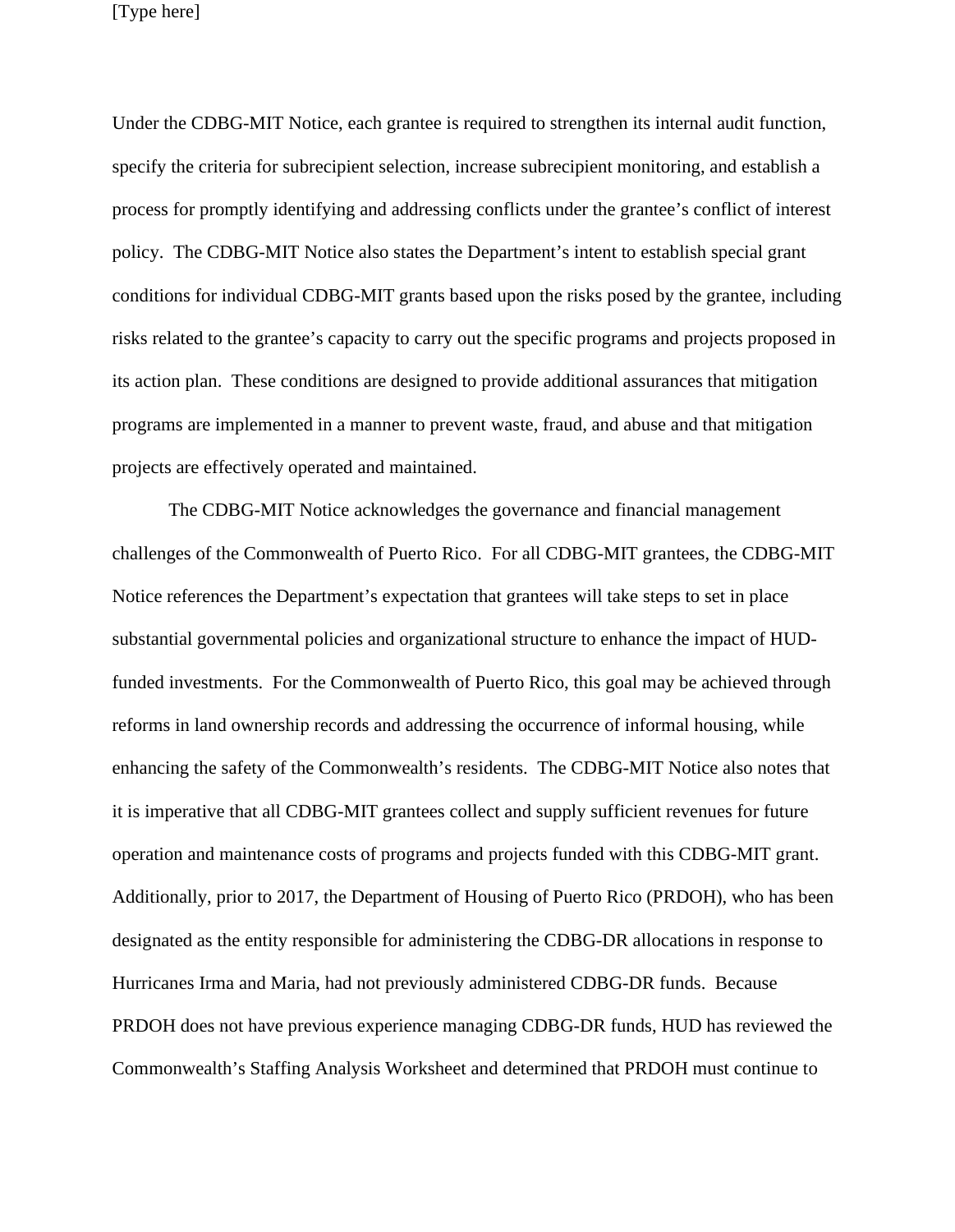Under the CDBG-MIT Notice, each grantee is required to strengthen its internal audit function, specify the criteria for subrecipient selection, increase subrecipient monitoring, and establish a process for promptly identifying and addressing conflicts under the grantee's conflict of interest policy. The CDBG-MIT Notice also states the Department's intent to establish special grant conditions for individual CDBG-MIT grants based upon the risks posed by the grantee, including risks related to the grantee's capacity to carry out the specific programs and projects proposed in its action plan. These conditions are designed to provide additional assurances that mitigation programs are implemented in a manner to prevent waste, fraud, and abuse and that mitigation projects are effectively operated and maintained.

The CDBG-MIT Notice acknowledges the governance and financial management challenges of the Commonwealth of Puerto Rico. For all CDBG-MIT grantees, the CDBG-MIT Notice references the Department's expectation that grantees will take steps to set in place substantial governmental policies and organizational structure to enhance the impact of HUD-funded investments. For the Commonwealth of Puerto Rico, this goal may be achieved through reforms in land ownership records and addressing the occurrence of informal housing, while enhancing the safety of the Commonwealth's residents. The CDBG-MIT Notice also notes that it is imperative that all CDBG-MIT grantees collect and supply sufficient revenues for future operation and maintenance costs of programs and projects funded with this CDBG-MIT grant. Additionally, prior to 2017, the Department of Housing of Puerto Rico (PRDOH), who has been designated as the entity responsible for administering the CDBG-DR allocations in response to Hurricanes Irma and Maria, had not previously administered CDBG-DR funds. Because PRDOH does not have previous experience managing CDBG-DR funds, HUD has reviewed the Commonwealth's Staffing Analysis Worksheet and determined that PRDOH must continue to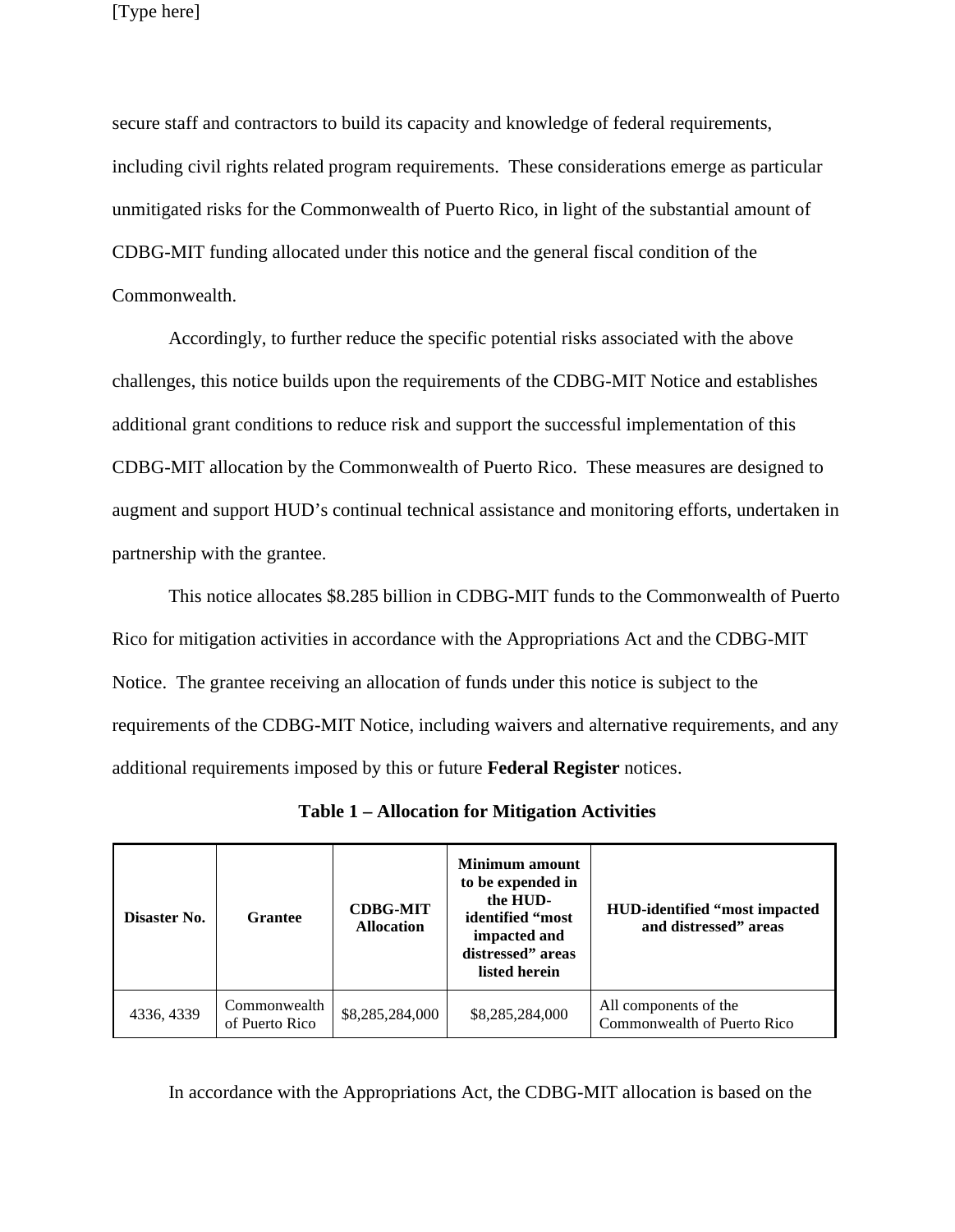secure staff and contractors to build its capacity and knowledge of federal requirements, including civil rights related program requirements. These considerations emerge as particular unmitigated risks for the Commonwealth of Puerto Rico, in light of the substantial amount of CDBG-MIT funding allocated under this notice and the general fiscal condition of the Commonwealth.

Accordingly, to further reduce the specific potential risks associated with the above challenges, this notice builds upon the requirements of the CDBG-MIT Notice and establishes additional grant conditions to reduce risk and support the successful implementation of this CDBG-MIT allocation by the Commonwealth of Puerto Rico. These measures are designed to augment and support HUD's continual technical assistance and monitoring efforts, undertaken in partnership with the grantee.

This notice allocates $8.285 billion in CDBG-MIT funds to the Commonwealth of Puerto Rico for mitigation activities in accordance with the Appropriations Act and the CDBG-MIT Notice. The grantee receiving an allocation of funds under this notice is subject to the requirements of the CDBG-MIT Notice, including waivers and alternative requirements, and any additional requirements imposed by this or future **Federal Register** notices.

**Table 1 – Allocation for Mitigation Activities**

| Disaster No. | Grantee | CDBG-MIT Allocation | Minimum amount to be expended in the HUD-identified "most impacted and distressed" areas listed herein | HUD-identified "most impacted and distressed" areas |
|---|---|---|---|---|
| 4336, 4339 | Commonwealth of Puerto Rico | $8,285,284,000 | $8,285,284,000 | All components of the Commonwealth of Puerto Rico |

In accordance with the Appropriations Act, the CDBG-MIT allocation is based on the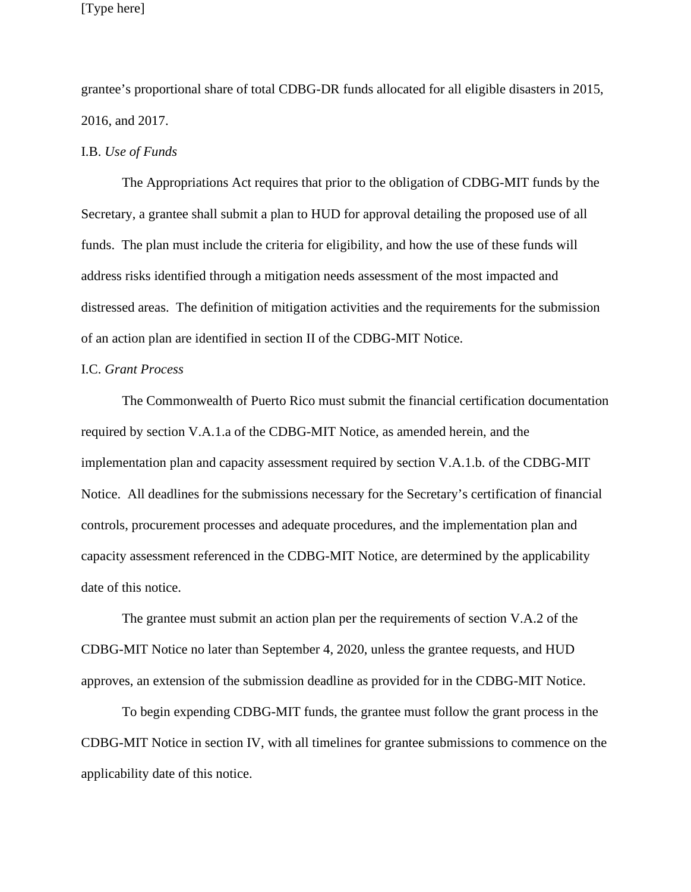grantee's proportional share of total CDBG-DR funds allocated for all eligible disasters in 2015, 2016, and 2017.

I.B. *Use of Funds*

The Appropriations Act requires that prior to the obligation of CDBG-MIT funds by the Secretary, a grantee shall submit a plan to HUD for approval detailing the proposed use of all funds. The plan must include the criteria for eligibility, and how the use of these funds will address risks identified through a mitigation needs assessment of the most impacted and distressed areas. The definition of mitigation activities and the requirements for the submission of an action plan are identified in section II of the CDBG-MIT Notice.

I.C. *Grant Process*

The Commonwealth of Puerto Rico must submit the financial certification documentation required by section V.A.1.a of the CDBG-MIT Notice, as amended herein, and the implementation plan and capacity assessment required by section V.A.1.b. of the CDBG-MIT Notice. All deadlines for the submissions necessary for the Secretary's certification of financial controls, procurement processes and adequate procedures, and the implementation plan and capacity assessment referenced in the CDBG-MIT Notice, are determined by the applicability date of this notice.

The grantee must submit an action plan per the requirements of section V.A.2 of the CDBG-MIT Notice no later than September 4, 2020, unless the grantee requests, and HUD approves, an extension of the submission deadline as provided for in the CDBG-MIT Notice.

To begin expending CDBG-MIT funds, the grantee must follow the grant process in the CDBG-MIT Notice in section IV, with all timelines for grantee submissions to commence on the applicability date of this notice.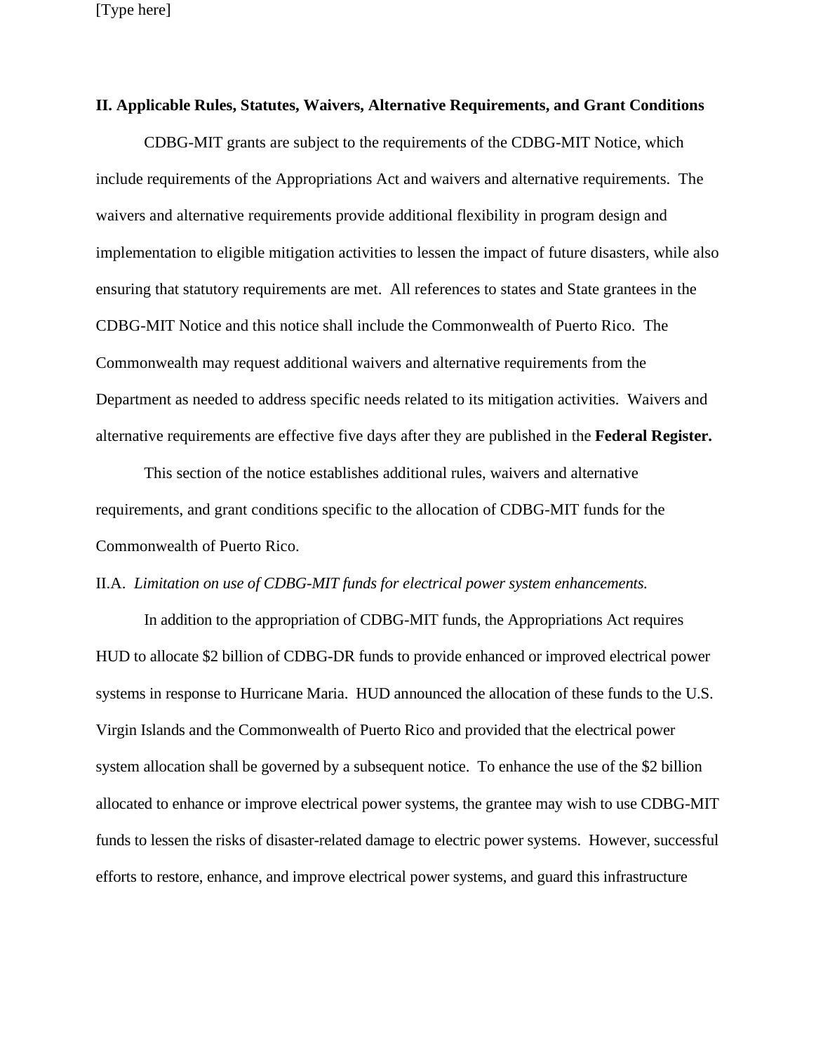**II. Applicable Rules, Statutes, Waivers, Alternative Requirements, and Grant Conditions**

CDBG-MIT grants are subject to the requirements of the CDBG-MIT Notice, which include requirements of the Appropriations Act and waivers and alternative requirements. The waivers and alternative requirements provide additional flexibility in program design and implementation to eligible mitigation activities to lessen the impact of future disasters, while also ensuring that statutory requirements are met. All references to states and State grantees in the CDBG-MIT Notice and this notice shall include the Commonwealth of Puerto Rico. The Commonwealth may request additional waivers and alternative requirements from the Department as needed to address specific needs related to its mitigation activities. Waivers and alternative requirements are effective five days after they are published in the **Federal Register.**

This section of the notice establishes additional rules, waivers and alternative requirements, and grant conditions specific to the allocation of CDBG-MIT funds for the Commonwealth of Puerto Rico.

II.A. *Limitation on use of CDBG-MIT funds for electrical power system enhancements.*

In addition to the appropriation of CDBG-MIT funds, the Appropriations Act requires HUD to allocate $2 billion of CDBG-DR funds to provide enhanced or improved electrical power systems in response to Hurricane Maria. HUD announced the allocation of these funds to the U.S. Virgin Islands and the Commonwealth of Puerto Rico and provided that the electrical power system allocation shall be governed by a subsequent notice. To enhance the use of the $2 billion allocated to enhance or improve electrical power systems, the grantee may wish to use CDBG-MIT funds to lessen the risks of disaster-related damage to electric power systems. However, successful efforts to restore, enhance, and improve electrical power systems, and guard this infrastructure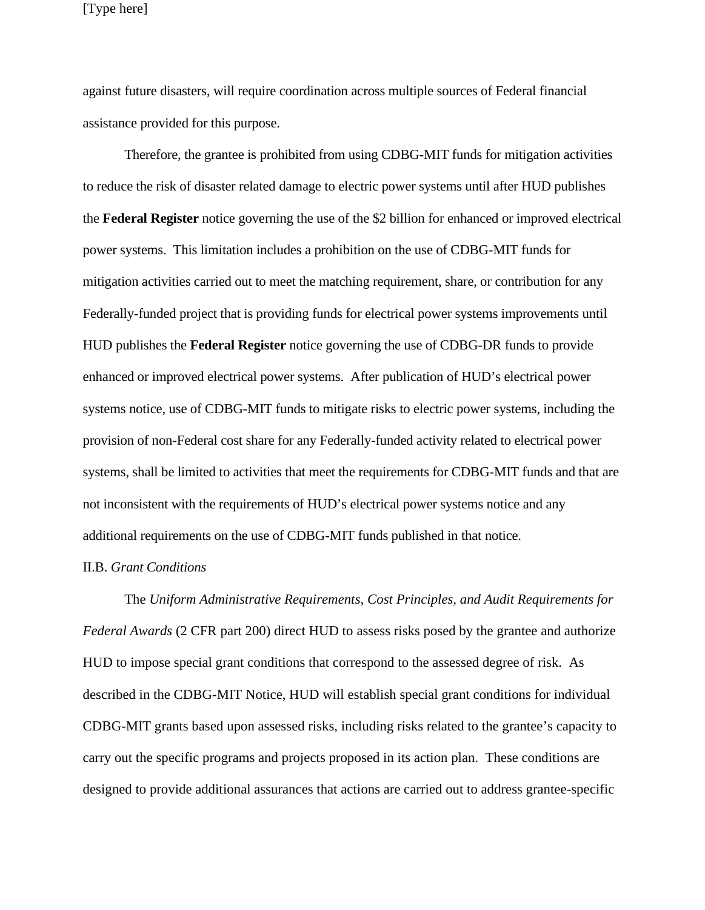against future disasters, will require coordination across multiple sources of Federal financial assistance provided for this purpose.

Therefore, the grantee is prohibited from using CDBG-MIT funds for mitigation activities to reduce the risk of disaster related damage to electric power systems until after HUD publishes the **Federal Register** notice governing the use of the $2 billion for enhanced or improved electrical power systems. This limitation includes a prohibition on the use of CDBG-MIT funds for mitigation activities carried out to meet the matching requirement, share, or contribution for any Federally-funded project that is providing funds for electrical power systems improvements until HUD publishes the **Federal Register** notice governing the use of CDBG-DR funds to provide enhanced or improved electrical power systems. After publication of HUD's electrical power systems notice, use of CDBG-MIT funds to mitigate risks to electric power systems, including the provision of non-Federal cost share for any Federally-funded activity related to electrical power systems, shall be limited to activities that meet the requirements for CDBG-MIT funds and that are not inconsistent with the requirements of HUD's electrical power systems notice and any additional requirements on the use of CDBG-MIT funds published in that notice.

II.B. *Grant Conditions*

The *Uniform Administrative Requirements, Cost Principles, and Audit Requirements for Federal Awards* (2 CFR part 200) direct HUD to assess risks posed by the grantee and authorize HUD to impose special grant conditions that correspond to the assessed degree of risk. As described in the CDBG-MIT Notice, HUD will establish special grant conditions for individual CDBG-MIT grants based upon assessed risks, including risks related to the grantee's capacity to carry out the specific programs and projects proposed in its action plan. These conditions are designed to provide additional assurances that actions are carried out to address grantee-specific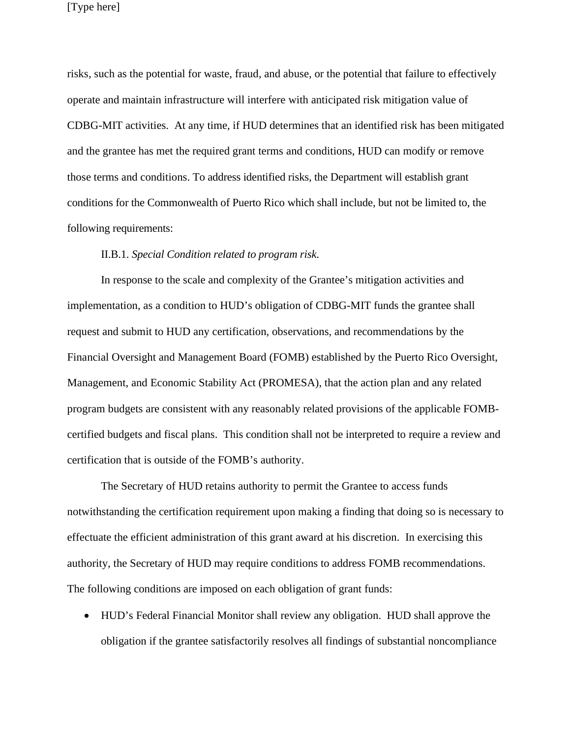risks, such as the potential for waste, fraud, and abuse, or the potential that failure to effectively operate and maintain infrastructure will interfere with anticipated risk mitigation value of CDBG-MIT activities. At any time, if HUD determines that an identified risk has been mitigated and the grantee has met the required grant terms and conditions, HUD can modify or remove those terms and conditions. To address identified risks, the Department will establish grant conditions for the Commonwealth of Puerto Rico which shall include, but not be limited to, the following requirements:

II.B.1. *Special Condition related to program risk*.

In response to the scale and complexity of the Grantee's mitigation activities and implementation, as a condition to HUD's obligation of CDBG-MIT funds the grantee shall request and submit to HUD any certification, observations, and recommendations by the Financial Oversight and Management Board (FOMB) established by the Puerto Rico Oversight, Management, and Economic Stability Act (PROMESA), that the action plan and any related program budgets are consistent with any reasonably related provisions of the applicable FOMB-certified budgets and fiscal plans. This condition shall not be interpreted to require a review and certification that is outside of the FOMB's authority.

The Secretary of HUD retains authority to permit the Grantee to access funds notwithstanding the certification requirement upon making a finding that doing so is necessary to effectuate the efficient administration of this grant award at his discretion. In exercising this authority, the Secretary of HUD may require conditions to address FOMB recommendations. The following conditions are imposed on each obligation of grant funds:

- HUD's Federal Financial Monitor shall review any obligation. HUD shall approve the obligation if the grantee satisfactorily resolves all findings of substantial noncompliance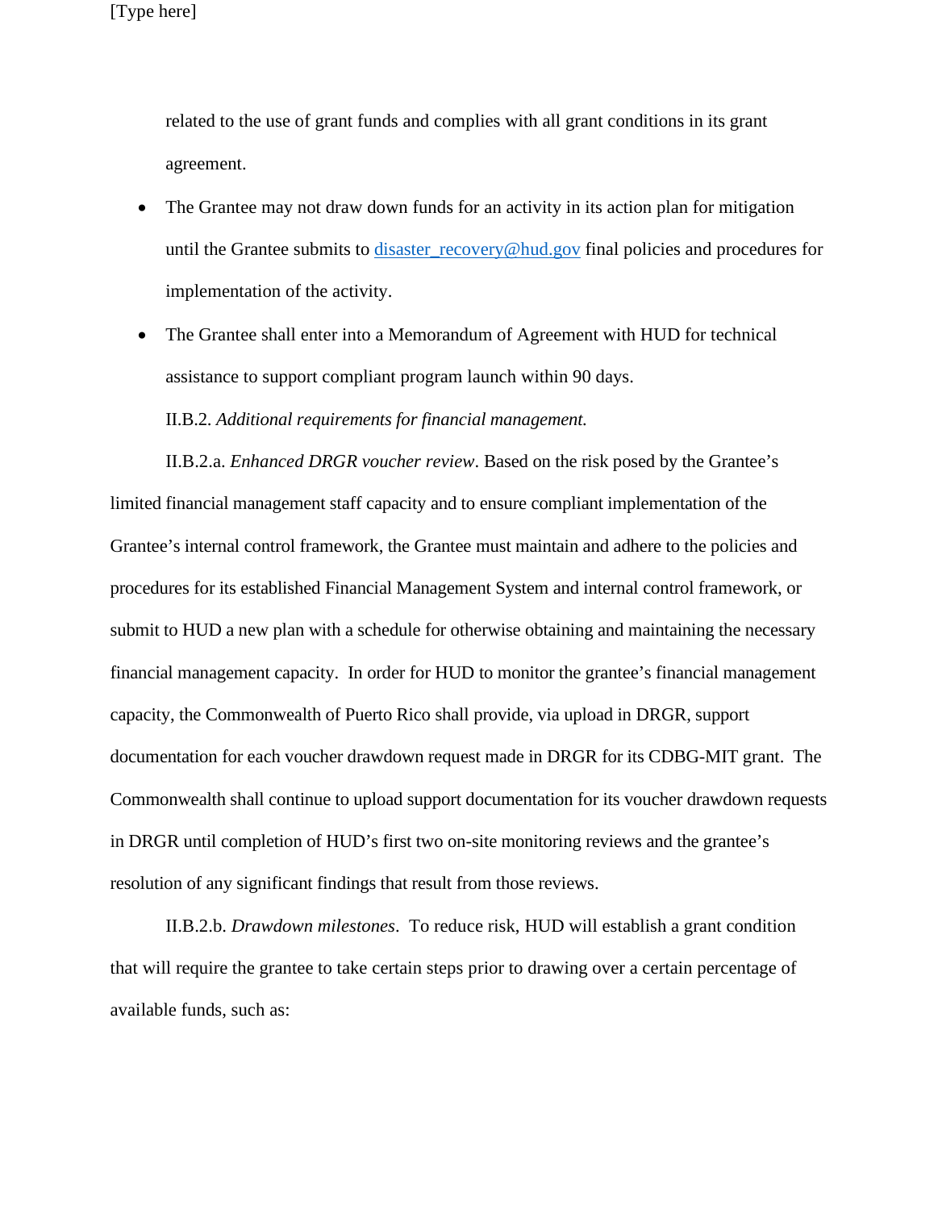related to the use of grant funds and complies with all grant conditions in its grant agreement.

- The Grantee may not draw down funds for an activity in its action plan for mitigation until the Grantee submits to disaster_recovery@hud.gov final policies and procedures for implementation of the activity.
- The Grantee shall enter into a Memorandum of Agreement with HUD for technical assistance to support compliant program launch within 90 days.

II.B.2. *Additional requirements for financial management.*

II.B.2.a. *Enhanced DRGR voucher review*. Based on the risk posed by the Grantee's limited financial management staff capacity and to ensure compliant implementation of the Grantee's internal control framework, the Grantee must maintain and adhere to the policies and procedures for its established Financial Management System and internal control framework, or submit to HUD a new plan with a schedule for otherwise obtaining and maintaining the necessary financial management capacity. In order for HUD to monitor the grantee's financial management capacity, the Commonwealth of Puerto Rico shall provide, via upload in DRGR, support documentation for each voucher drawdown request made in DRGR for its CDBG-MIT grant. The Commonwealth shall continue to upload support documentation for its voucher drawdown requests in DRGR until completion of HUD's first two on-site monitoring reviews and the grantee's resolution of any significant findings that result from those reviews.

II.B.2.b. *Drawdown milestones*. To reduce risk, HUD will establish a grant condition that will require the grantee to take certain steps prior to drawing over a certain percentage of available funds, such as: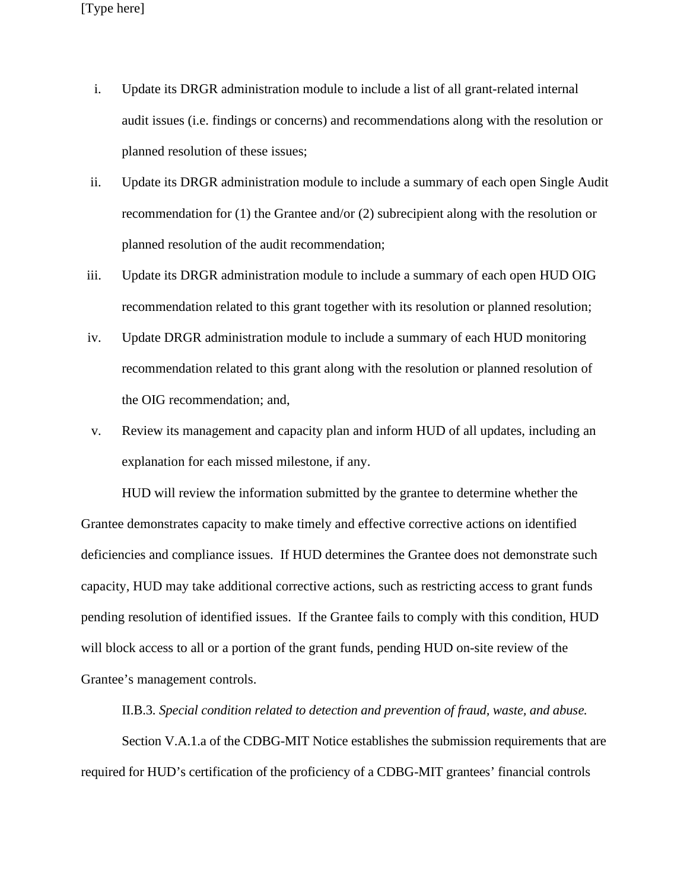i. Update its DRGR administration module to include a list of all grant-related internal audit issues (i.e. findings or concerns) and recommendations along with the resolution or planned resolution of these issues;

ii. Update its DRGR administration module to include a summary of each open Single Audit recommendation for (1) the Grantee and/or (2) subrecipient along with the resolution or planned resolution of the audit recommendation;

iii. Update its DRGR administration module to include a summary of each open HUD OIG recommendation related to this grant together with its resolution or planned resolution;

iv. Update DRGR administration module to include a summary of each HUD monitoring recommendation related to this grant along with the resolution or planned resolution of the OIG recommendation; and,

v. Review its management and capacity plan and inform HUD of all updates, including an explanation for each missed milestone, if any.

HUD will review the information submitted by the grantee to determine whether the Grantee demonstrates capacity to make timely and effective corrective actions on identified deficiencies and compliance issues. If HUD determines the Grantee does not demonstrate such capacity, HUD may take additional corrective actions, such as restricting access to grant funds pending resolution of identified issues. If the Grantee fails to comply with this condition, HUD will block access to all or a portion of the grant funds, pending HUD on-site review of the Grantee's management controls.

II.B.3. *Special condition related to detection and prevention of fraud, waste, and abuse.*

Section V.A.1.a of the CDBG-MIT Notice establishes the submission requirements that are required for HUD's certification of the proficiency of a CDBG-MIT grantees' financial controls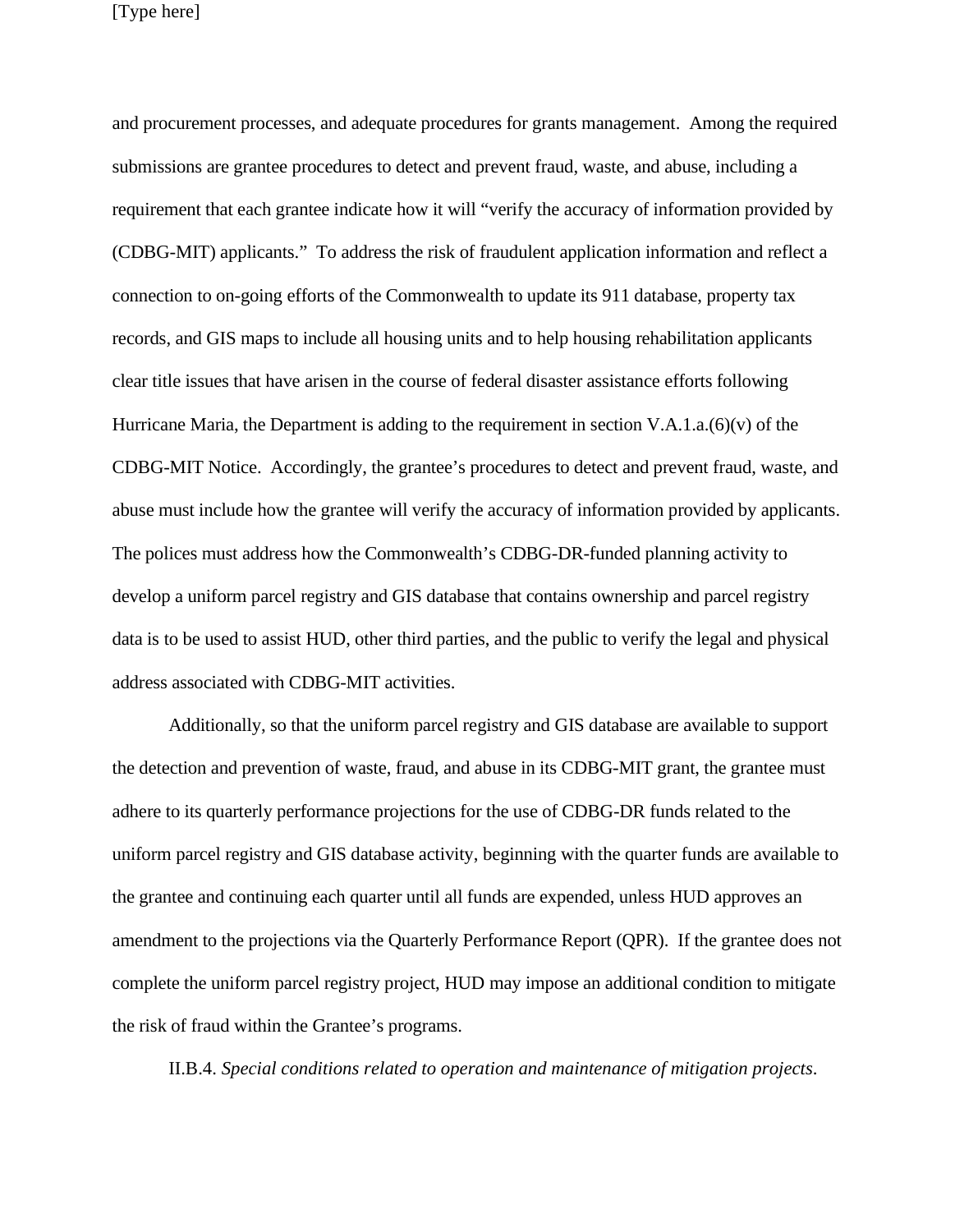and procurement processes, and adequate procedures for grants management. Among the required submissions are grantee procedures to detect and prevent fraud, waste, and abuse, including a requirement that each grantee indicate how it will "verify the accuracy of information provided by (CDBG-MIT) applicants." To address the risk of fraudulent application information and reflect a connection to on-going efforts of the Commonwealth to update its 911 database, property tax records, and GIS maps to include all housing units and to help housing rehabilitation applicants clear title issues that have arisen in the course of federal disaster assistance efforts following Hurricane Maria, the Department is adding to the requirement in section V.A.1.a.(6)(v) of the CDBG-MIT Notice. Accordingly, the grantee's procedures to detect and prevent fraud, waste, and abuse must include how the grantee will verify the accuracy of information provided by applicants. The polices must address how the Commonwealth's CDBG-DR-funded planning activity to develop a uniform parcel registry and GIS database that contains ownership and parcel registry data is to be used to assist HUD, other third parties, and the public to verify the legal and physical address associated with CDBG-MIT activities.

Additionally, so that the uniform parcel registry and GIS database are available to support the detection and prevention of waste, fraud, and abuse in its CDBG-MIT grant, the grantee must adhere to its quarterly performance projections for the use of CDBG-DR funds related to the uniform parcel registry and GIS database activity, beginning with the quarter funds are available to the grantee and continuing each quarter until all funds are expended, unless HUD approves an amendment to the projections via the Quarterly Performance Report (QPR). If the grantee does not complete the uniform parcel registry project, HUD may impose an additional condition to mitigate the risk of fraud within the Grantee's programs.

II.B.4. *Special conditions related to operation and maintenance of mitigation projects*.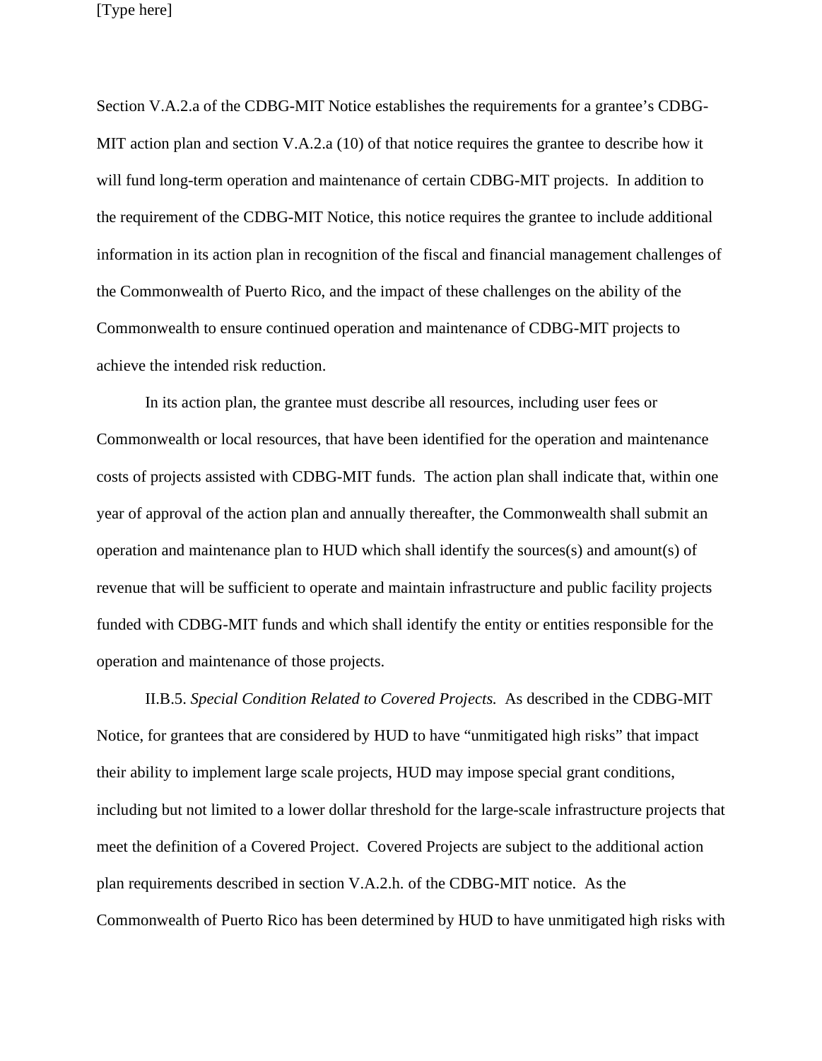Section V.A.2.a of the CDBG-MIT Notice establishes the requirements for a grantee's CDBG-MIT action plan and section V.A.2.a (10) of that notice requires the grantee to describe how it will fund long-term operation and maintenance of certain CDBG-MIT projects. In addition to the requirement of the CDBG-MIT Notice, this notice requires the grantee to include additional information in its action plan in recognition of the fiscal and financial management challenges of the Commonwealth of Puerto Rico, and the impact of these challenges on the ability of the Commonwealth to ensure continued operation and maintenance of CDBG-MIT projects to achieve the intended risk reduction.

In its action plan, the grantee must describe all resources, including user fees or Commonwealth or local resources, that have been identified for the operation and maintenance costs of projects assisted with CDBG-MIT funds. The action plan shall indicate that, within one year of approval of the action plan and annually thereafter, the Commonwealth shall submit an operation and maintenance plan to HUD which shall identify the sources(s) and amount(s) of revenue that will be sufficient to operate and maintain infrastructure and public facility projects funded with CDBG-MIT funds and which shall identify the entity or entities responsible for the operation and maintenance of those projects.

II.B.5. *Special Condition Related to Covered Projects.* As described in the CDBG-MIT Notice, for grantees that are considered by HUD to have "unmitigated high risks" that impact their ability to implement large scale projects, HUD may impose special grant conditions, including but not limited to a lower dollar threshold for the large-scale infrastructure projects that meet the definition of a Covered Project. Covered Projects are subject to the additional action plan requirements described in section V.A.2.h. of the CDBG-MIT notice. As the Commonwealth of Puerto Rico has been determined by HUD to have unmitigated high risks with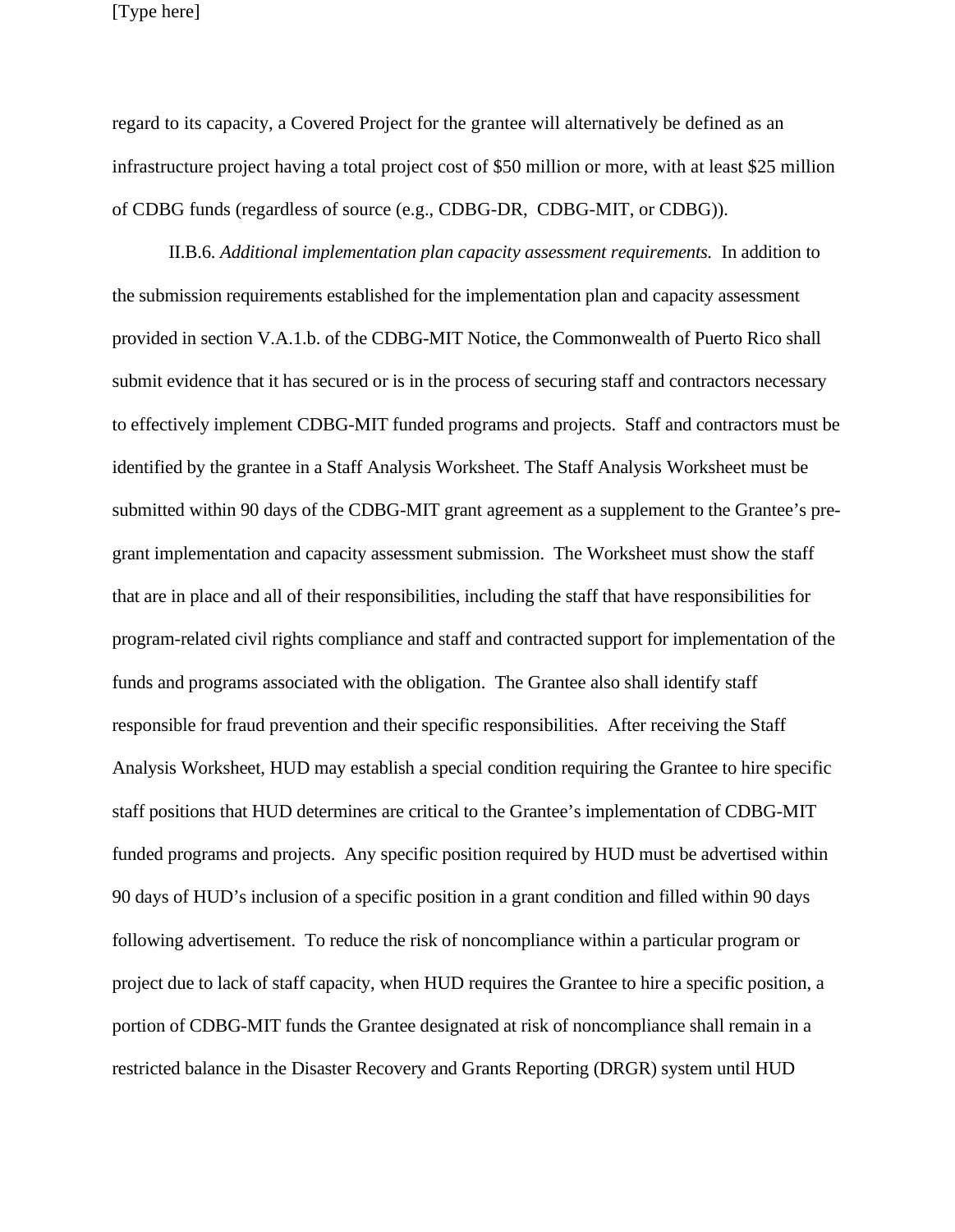regard to its capacity, a Covered Project for the grantee will alternatively be defined as an infrastructure project having a total project cost of $50 million or more, with at least $25 million of CDBG funds (regardless of source (e.g., CDBG-DR, CDBG-MIT, or CDBG)).

II.B.6. *Additional implementation plan capacity assessment requirements.* In addition to the submission requirements established for the implementation plan and capacity assessment provided in section V.A.1.b. of the CDBG-MIT Notice, the Commonwealth of Puerto Rico shall submit evidence that it has secured or is in the process of securing staff and contractors necessary to effectively implement CDBG-MIT funded programs and projects. Staff and contractors must be identified by the grantee in a Staff Analysis Worksheet. The Staff Analysis Worksheet must be submitted within 90 days of the CDBG-MIT grant agreement as a supplement to the Grantee's pre-grant implementation and capacity assessment submission. The Worksheet must show the staff that are in place and all of their responsibilities, including the staff that have responsibilities for program-related civil rights compliance and staff and contracted support for implementation of the funds and programs associated with the obligation. The Grantee also shall identify staff responsible for fraud prevention and their specific responsibilities. After receiving the Staff Analysis Worksheet, HUD may establish a special condition requiring the Grantee to hire specific staff positions that HUD determines are critical to the Grantee's implementation of CDBG-MIT funded programs and projects. Any specific position required by HUD must be advertised within 90 days of HUD's inclusion of a specific position in a grant condition and filled within 90 days following advertisement. To reduce the risk of noncompliance within a particular program or project due to lack of staff capacity, when HUD requires the Grantee to hire a specific position, a portion of CDBG-MIT funds the Grantee designated at risk of noncompliance shall remain in a restricted balance in the Disaster Recovery and Grants Reporting (DRGR) system until HUD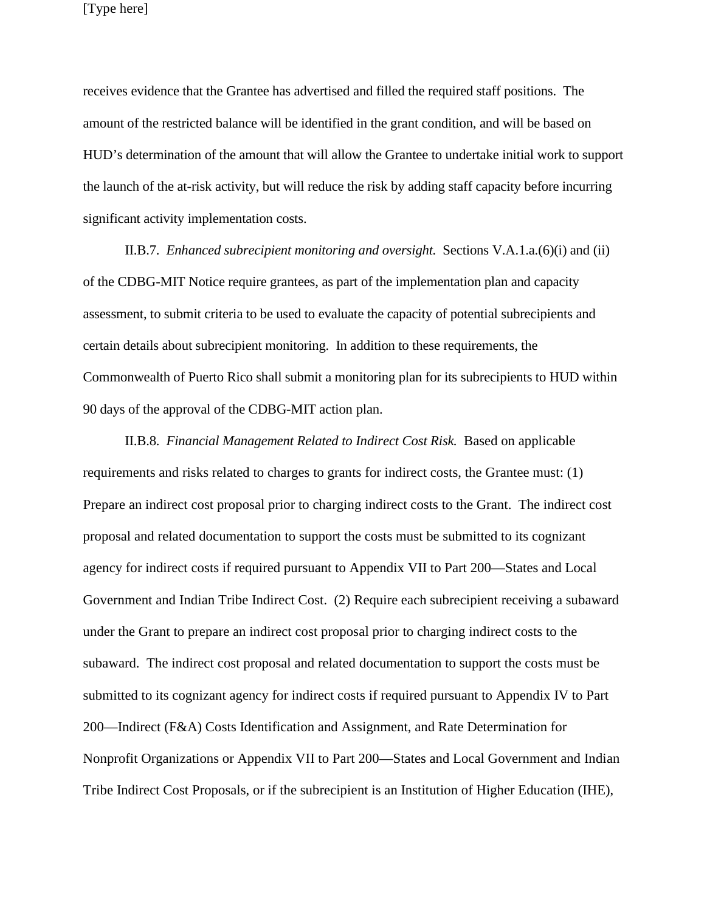receives evidence that the Grantee has advertised and filled the required staff positions. The amount of the restricted balance will be identified in the grant condition, and will be based on HUD's determination of the amount that will allow the Grantee to undertake initial work to support the launch of the at-risk activity, but will reduce the risk by adding staff capacity before incurring significant activity implementation costs.

II.B.7. *Enhanced subrecipient monitoring and oversight.* Sections V.A.1.a.(6)(i) and (ii) of the CDBG-MIT Notice require grantees, as part of the implementation plan and capacity assessment, to submit criteria to be used to evaluate the capacity of potential subrecipients and certain details about subrecipient monitoring. In addition to these requirements, the Commonwealth of Puerto Rico shall submit a monitoring plan for its subrecipients to HUD within 90 days of the approval of the CDBG-MIT action plan.

II.B.8. *Financial Management Related to Indirect Cost Risk.* Based on applicable requirements and risks related to charges to grants for indirect costs, the Grantee must: (1) Prepare an indirect cost proposal prior to charging indirect costs to the Grant. The indirect cost proposal and related documentation to support the costs must be submitted to its cognizant agency for indirect costs if required pursuant to Appendix VII to Part 200—States and Local Government and Indian Tribe Indirect Cost. (2) Require each subrecipient receiving a subaward under the Grant to prepare an indirect cost proposal prior to charging indirect costs to the subaward. The indirect cost proposal and related documentation to support the costs must be submitted to its cognizant agency for indirect costs if required pursuant to Appendix IV to Part 200—Indirect (F&A) Costs Identification and Assignment, and Rate Determination for Nonprofit Organizations or Appendix VII to Part 200—States and Local Government and Indian Tribe Indirect Cost Proposals, or if the subrecipient is an Institution of Higher Education (IHE),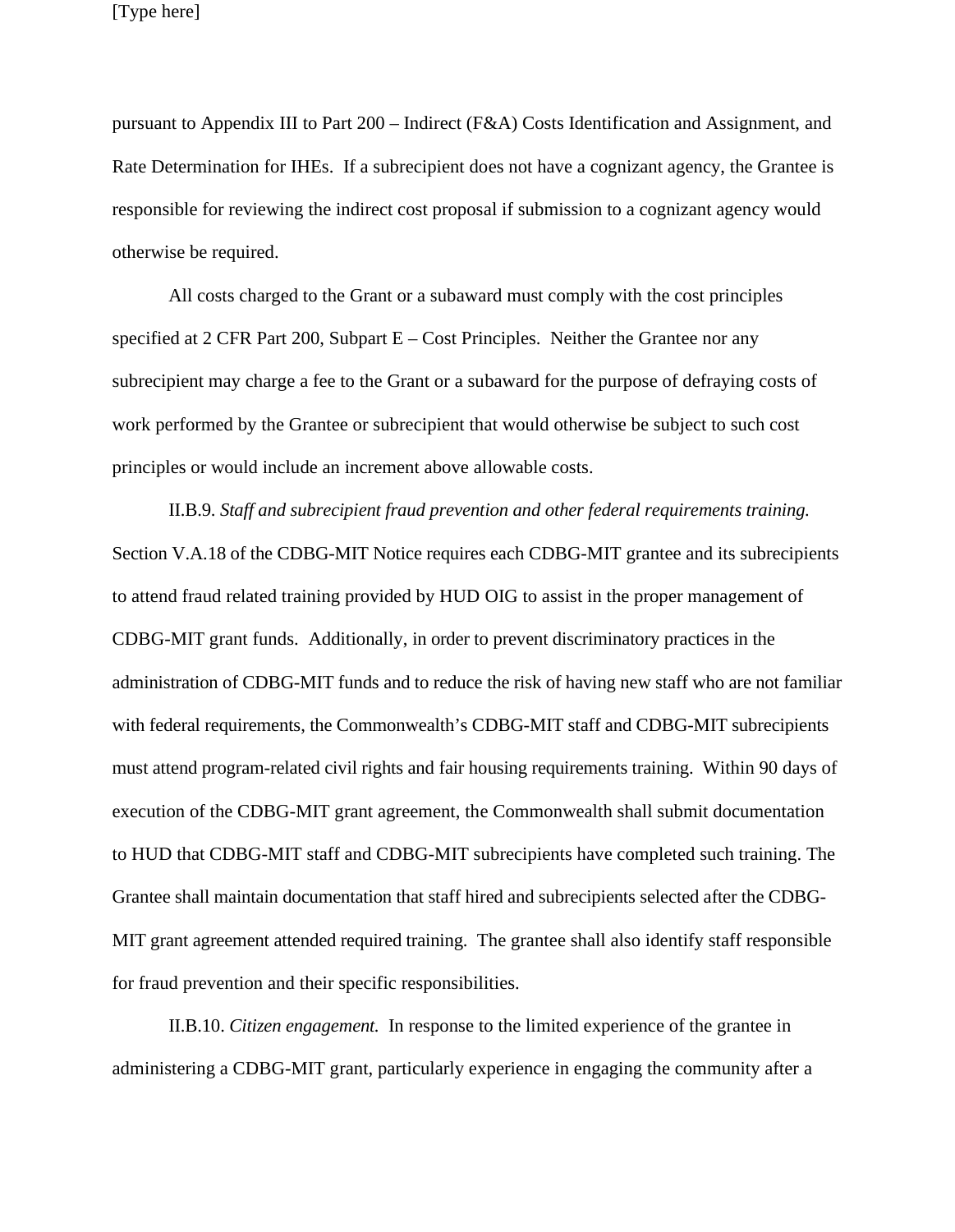pursuant to Appendix III to Part 200 – Indirect (F&A) Costs Identification and Assignment, and Rate Determination for IHEs. If a subrecipient does not have a cognizant agency, the Grantee is responsible for reviewing the indirect cost proposal if submission to a cognizant agency would otherwise be required.

All costs charged to the Grant or a subaward must comply with the cost principles specified at 2 CFR Part 200, Subpart E – Cost Principles. Neither the Grantee nor any subrecipient may charge a fee to the Grant or a subaward for the purpose of defraying costs of work performed by the Grantee or subrecipient that would otherwise be subject to such cost principles or would include an increment above allowable costs.

II.B.9. *Staff and subrecipient fraud prevention and other federal requirements training.* Section V.A.18 of the CDBG-MIT Notice requires each CDBG-MIT grantee and its subrecipients to attend fraud related training provided by HUD OIG to assist in the proper management of CDBG-MIT grant funds. Additionally, in order to prevent discriminatory practices in the administration of CDBG-MIT funds and to reduce the risk of having new staff who are not familiar with federal requirements, the Commonwealth's CDBG-MIT staff and CDBG-MIT subrecipients must attend program-related civil rights and fair housing requirements training. Within 90 days of execution of the CDBG-MIT grant agreement, the Commonwealth shall submit documentation to HUD that CDBG-MIT staff and CDBG-MIT subrecipients have completed such training. The Grantee shall maintain documentation that staff hired and subrecipients selected after the CDBG-MIT grant agreement attended required training. The grantee shall also identify staff responsible for fraud prevention and their specific responsibilities.

II.B.10. *Citizen engagement.* In response to the limited experience of the grantee in administering a CDBG-MIT grant, particularly experience in engaging the community after a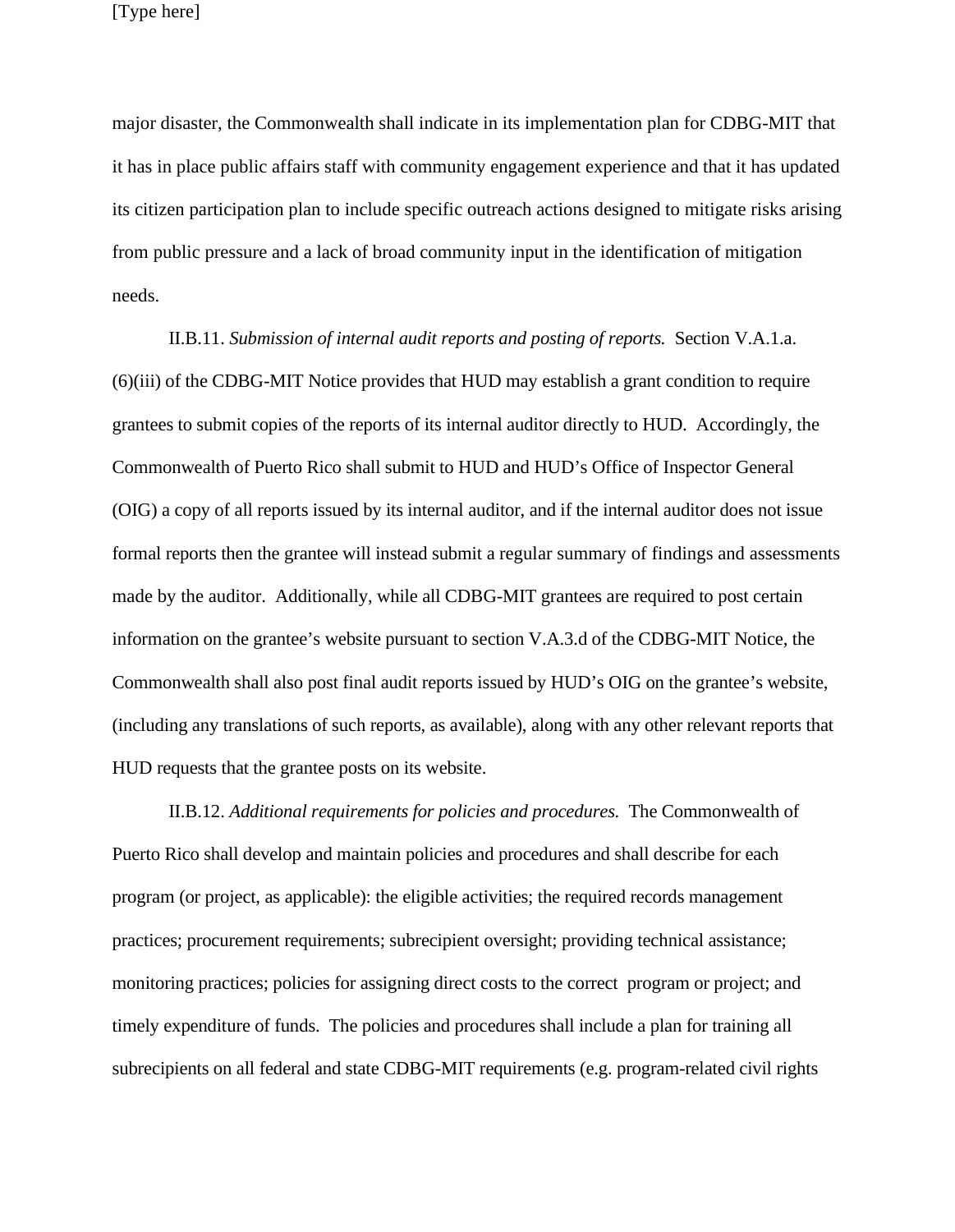major disaster, the Commonwealth shall indicate in its implementation plan for CDBG-MIT that it has in place public affairs staff with community engagement experience and that it has updated its citizen participation plan to include specific outreach actions designed to mitigate risks arising from public pressure and a lack of broad community input in the identification of mitigation needs.

II.B.11. *Submission of internal audit reports and posting of reports.* Section V.A.1.a.(6)(iii) of the CDBG-MIT Notice provides that HUD may establish a grant condition to require grantees to submit copies of the reports of its internal auditor directly to HUD. Accordingly, the Commonwealth of Puerto Rico shall submit to HUD and HUD's Office of Inspector General (OIG) a copy of all reports issued by its internal auditor, and if the internal auditor does not issue formal reports then the grantee will instead submit a regular summary of findings and assessments made by the auditor. Additionally, while all CDBG-MIT grantees are required to post certain information on the grantee's website pursuant to section V.A.3.d of the CDBG-MIT Notice, the Commonwealth shall also post final audit reports issued by HUD's OIG on the grantee's website, (including any translations of such reports, as available), along with any other relevant reports that HUD requests that the grantee posts on its website.

II.B.12. *Additional requirements for policies and procedures.* The Commonwealth of Puerto Rico shall develop and maintain policies and procedures and shall describe for each program (or project, as applicable): the eligible activities; the required records management practices; procurement requirements; subrecipient oversight; providing technical assistance; monitoring practices; policies for assigning direct costs to the correct program or project; and timely expenditure of funds. The policies and procedures shall include a plan for training all subrecipients on all federal and state CDBG-MIT requirements (e.g. program-related civil rights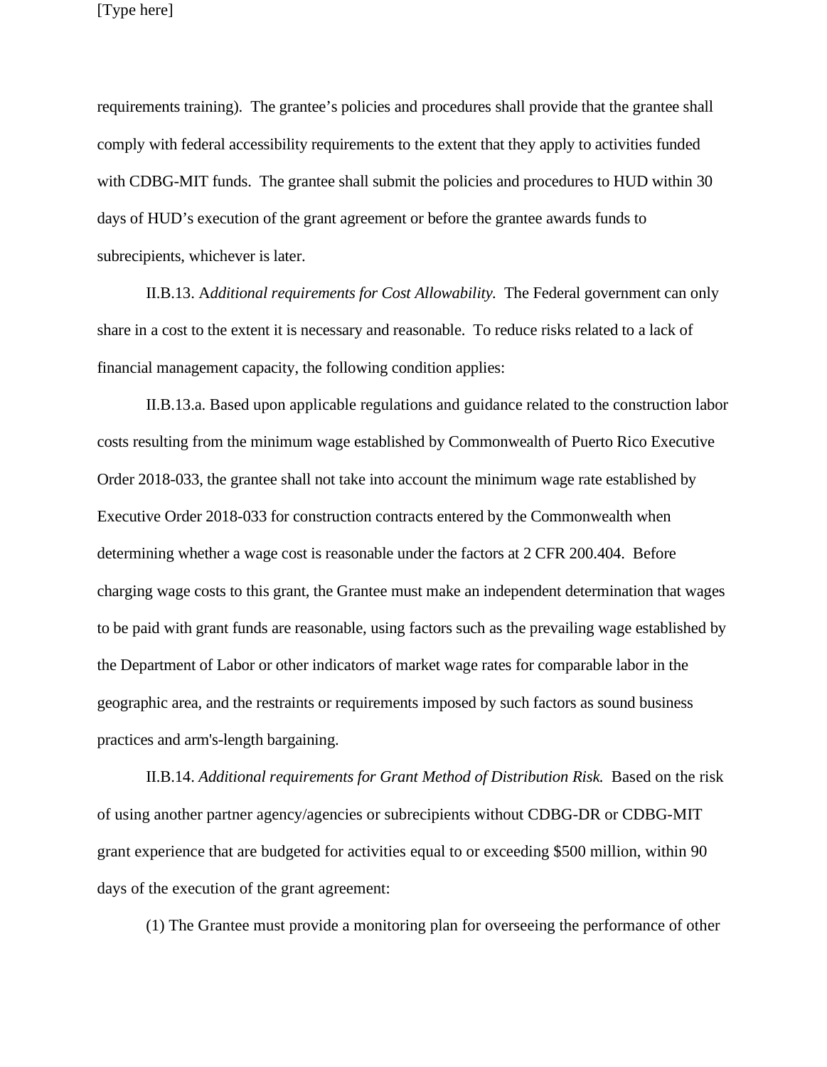requirements training). The grantee's policies and procedures shall provide that the grantee shall comply with federal accessibility requirements to the extent that they apply to activities funded with CDBG-MIT funds. The grantee shall submit the policies and procedures to HUD within 30 days of HUD's execution of the grant agreement or before the grantee awards funds to subrecipients, whichever is later.

II.B.13. A*dditional requirements for Cost Allowability.* The Federal government can only share in a cost to the extent it is necessary and reasonable. To reduce risks related to a lack of financial management capacity, the following condition applies:

II.B.13.a. Based upon applicable regulations and guidance related to the construction labor costs resulting from the minimum wage established by Commonwealth of Puerto Rico Executive Order 2018-033, the grantee shall not take into account the minimum wage rate established by Executive Order 2018-033 for construction contracts entered by the Commonwealth when determining whether a wage cost is reasonable under the factors at 2 CFR 200.404. Before charging wage costs to this grant, the Grantee must make an independent determination that wages to be paid with grant funds are reasonable, using factors such as the prevailing wage established by the Department of Labor or other indicators of market wage rates for comparable labor in the geographic area, and the restraints or requirements imposed by such factors as sound business practices and arm's-length bargaining.

II.B.14. *Additional requirements for Grant Method of Distribution Risk.* Based on the risk of using another partner agency/agencies or subrecipients without CDBG-DR or CDBG-MIT grant experience that are budgeted for activities equal to or exceeding $500 million, within 90 days of the execution of the grant agreement:

(1) The Grantee must provide a monitoring plan for overseeing the performance of other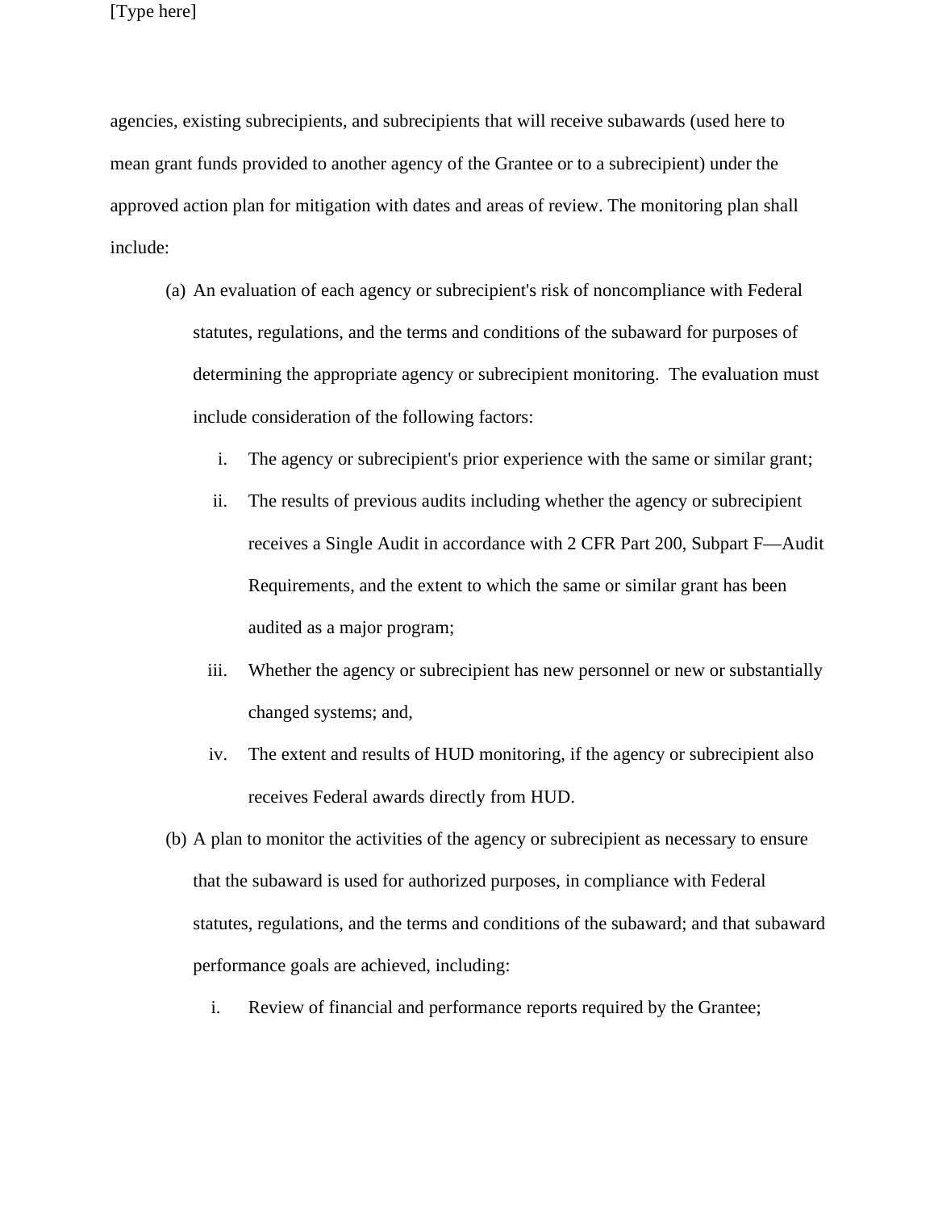agencies, existing subrecipients, and subrecipients that will receive subawards (used here to mean grant funds provided to another agency of the Grantee or to a subrecipient) under the approved action plan for mitigation with dates and areas of review. The monitoring plan shall include:

(a) An evaluation of each agency or subrecipient's risk of noncompliance with Federal statutes, regulations, and the terms and conditions of the subaward for purposes of determining the appropriate agency or subrecipient monitoring. The evaluation must include consideration of the following factors:

   i. The agency or subrecipient's prior experience with the same or similar grant;

   ii. The results of previous audits including whether the agency or subrecipient receives a Single Audit in accordance with 2 CFR Part 200, Subpart F—Audit Requirements, and the extent to which the same or similar grant has been audited as a major program;

   iii. Whether the agency or subrecipient has new personnel or new or substantially changed systems; and,

   iv. The extent and results of HUD monitoring, if the agency or subrecipient also receives Federal awards directly from HUD.

(b) A plan to monitor the activities of the agency or subrecipient as necessary to ensure that the subaward is used for authorized purposes, in compliance with Federal statutes, regulations, and the terms and conditions of the subaward; and that subaward performance goals are achieved, including:

   i. Review of financial and performance reports required by the Grantee;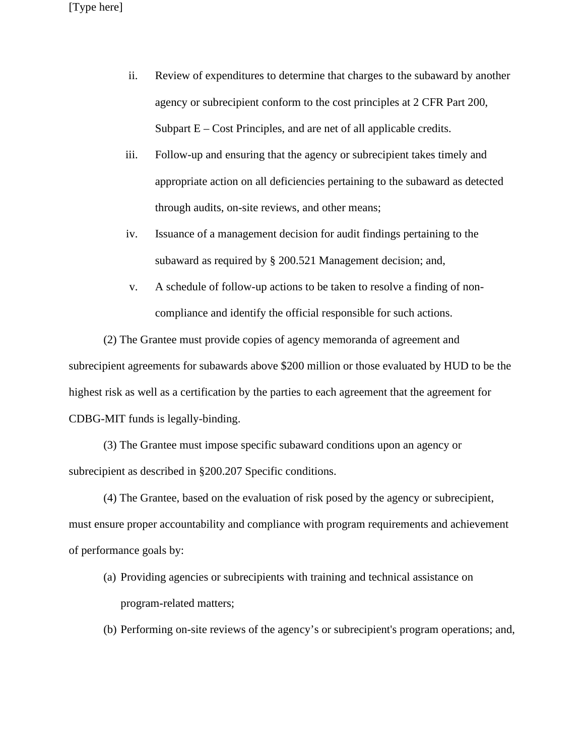ii. Review of expenditures to determine that charges to the subaward by another agency or subrecipient conform to the cost principles at 2 CFR Part 200, Subpart E – Cost Principles, and are net of all applicable credits.

iii. Follow-up and ensuring that the agency or subrecipient takes timely and appropriate action on all deficiencies pertaining to the subaward as detected through audits, on-site reviews, and other means;

iv. Issuance of a management decision for audit findings pertaining to the subaward as required by § 200.521 Management decision; and,

v. A schedule of follow-up actions to be taken to resolve a finding of non-compliance and identify the official responsible for such actions.

(2) The Grantee must provide copies of agency memoranda of agreement and subrecipient agreements for subawards above $200 million or those evaluated by HUD to be the highest risk as well as a certification by the parties to each agreement that the agreement for CDBG-MIT funds is legally-binding.

(3) The Grantee must impose specific subaward conditions upon an agency or subrecipient as described in §200.207 Specific conditions.

(4) The Grantee, based on the evaluation of risk posed by the agency or subrecipient, must ensure proper accountability and compliance with program requirements and achievement of performance goals by:

(a) Providing agencies or subrecipients with training and technical assistance on program-related matters;

(b) Performing on-site reviews of the agency's or subrecipient's program operations; and,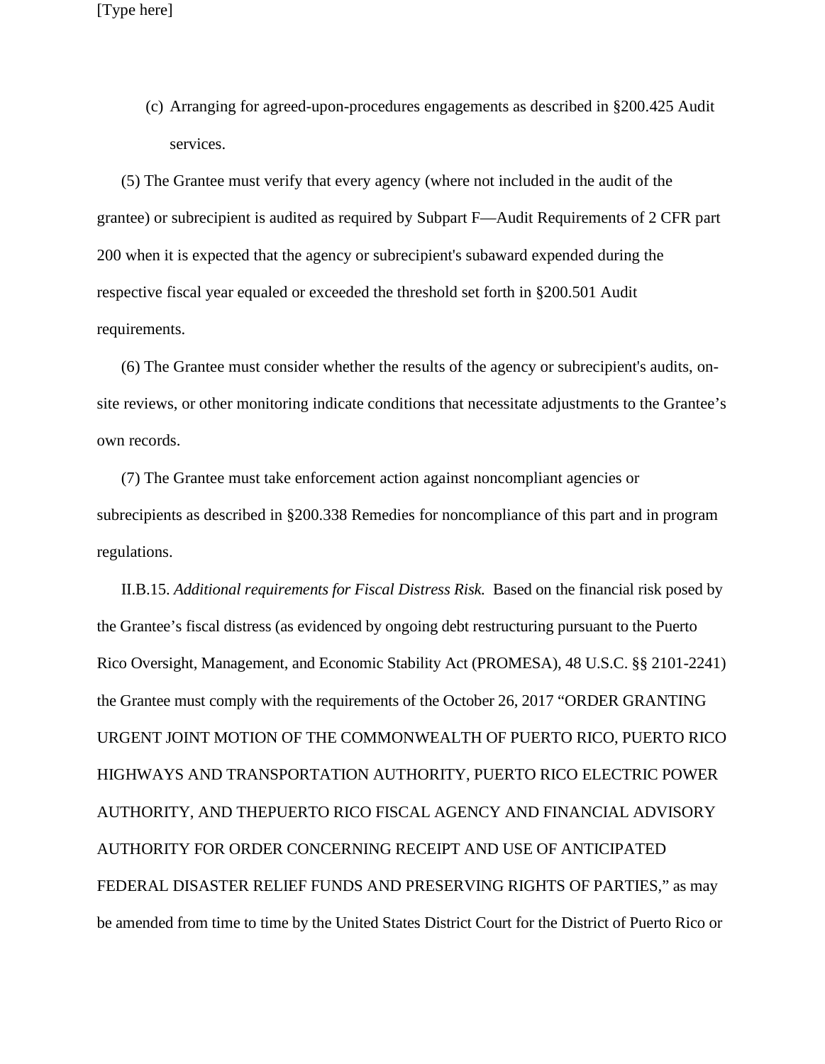(c) Arranging for agreed-upon-procedures engagements as described in §200.425 Audit services.

(5) The Grantee must verify that every agency (where not included in the audit of the grantee) or subrecipient is audited as required by Subpart F—Audit Requirements of 2 CFR part 200 when it is expected that the agency or subrecipient's subaward expended during the respective fiscal year equaled or exceeded the threshold set forth in §200.501 Audit requirements.

(6) The Grantee must consider whether the results of the agency or subrecipient's audits, on-site reviews, or other monitoring indicate conditions that necessitate adjustments to the Grantee's own records.

(7) The Grantee must take enforcement action against noncompliant agencies or subrecipients as described in §200.338 Remedies for noncompliance of this part and in program regulations.

II.B.15. *Additional requirements for Fiscal Distress Risk.* Based on the financial risk posed by the Grantee's fiscal distress (as evidenced by ongoing debt restructuring pursuant to the Puerto Rico Oversight, Management, and Economic Stability Act (PROMESA), 48 U.S.C. §§ 2101-2241) the Grantee must comply with the requirements of the October 26, 2017 "ORDER GRANTING URGENT JOINT MOTION OF THE COMMONWEALTH OF PUERTO RICO, PUERTO RICO HIGHWAYS AND TRANSPORTATION AUTHORITY, PUERTO RICO ELECTRIC POWER AUTHORITY, AND THEPUERTO RICO FISCAL AGENCY AND FINANCIAL ADVISORY AUTHORITY FOR ORDER CONCERNING RECEIPT AND USE OF ANTICIPATED FEDERAL DISASTER RELIEF FUNDS AND PRESERVING RIGHTS OF PARTIES," as may be amended from time to time by the United States District Court for the District of Puerto Rico or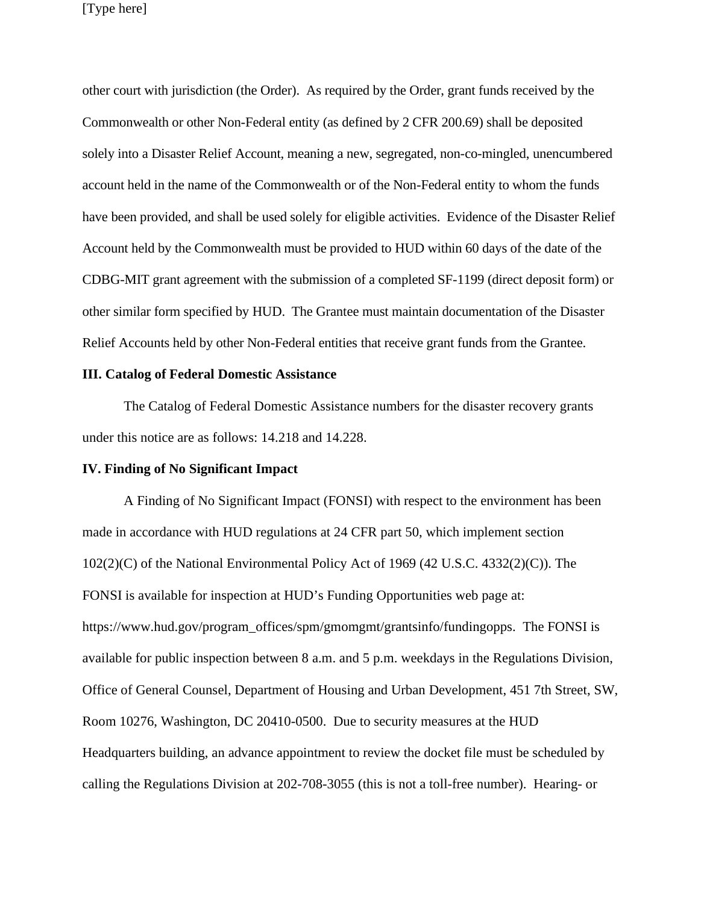other court with jurisdiction (the Order). As required by the Order, grant funds received by the Commonwealth or other Non-Federal entity (as defined by 2 CFR 200.69) shall be deposited solely into a Disaster Relief Account, meaning a new, segregated, non-co-mingled, unencumbered account held in the name of the Commonwealth or of the Non-Federal entity to whom the funds have been provided, and shall be used solely for eligible activities. Evidence of the Disaster Relief Account held by the Commonwealth must be provided to HUD within 60 days of the date of the CDBG-MIT grant agreement with the submission of a completed SF-1199 (direct deposit form) or other similar form specified by HUD. The Grantee must maintain documentation of the Disaster Relief Accounts held by other Non-Federal entities that receive grant funds from the Grantee.

**III. Catalog of Federal Domestic Assistance**

The Catalog of Federal Domestic Assistance numbers for the disaster recovery grants under this notice are as follows: 14.218 and 14.228.

**IV. Finding of No Significant Impact**

A Finding of No Significant Impact (FONSI) with respect to the environment has been made in accordance with HUD regulations at 24 CFR part 50, which implement section 102(2)(C) of the National Environmental Policy Act of 1969 (42 U.S.C. 4332(2)(C)). The FONSI is available for inspection at HUD's Funding Opportunities web page at: https://www.hud.gov/program_offices/spm/gmomgmt/grantsinfo/fundingopps. The FONSI is available for public inspection between 8 a.m. and 5 p.m. weekdays in the Regulations Division, Office of General Counsel, Department of Housing and Urban Development, 451 7th Street, SW, Room 10276, Washington, DC 20410-0500. Due to security measures at the HUD Headquarters building, an advance appointment to review the docket file must be scheduled by calling the Regulations Division at 202-708-3055 (this is not a toll-free number). Hearing- or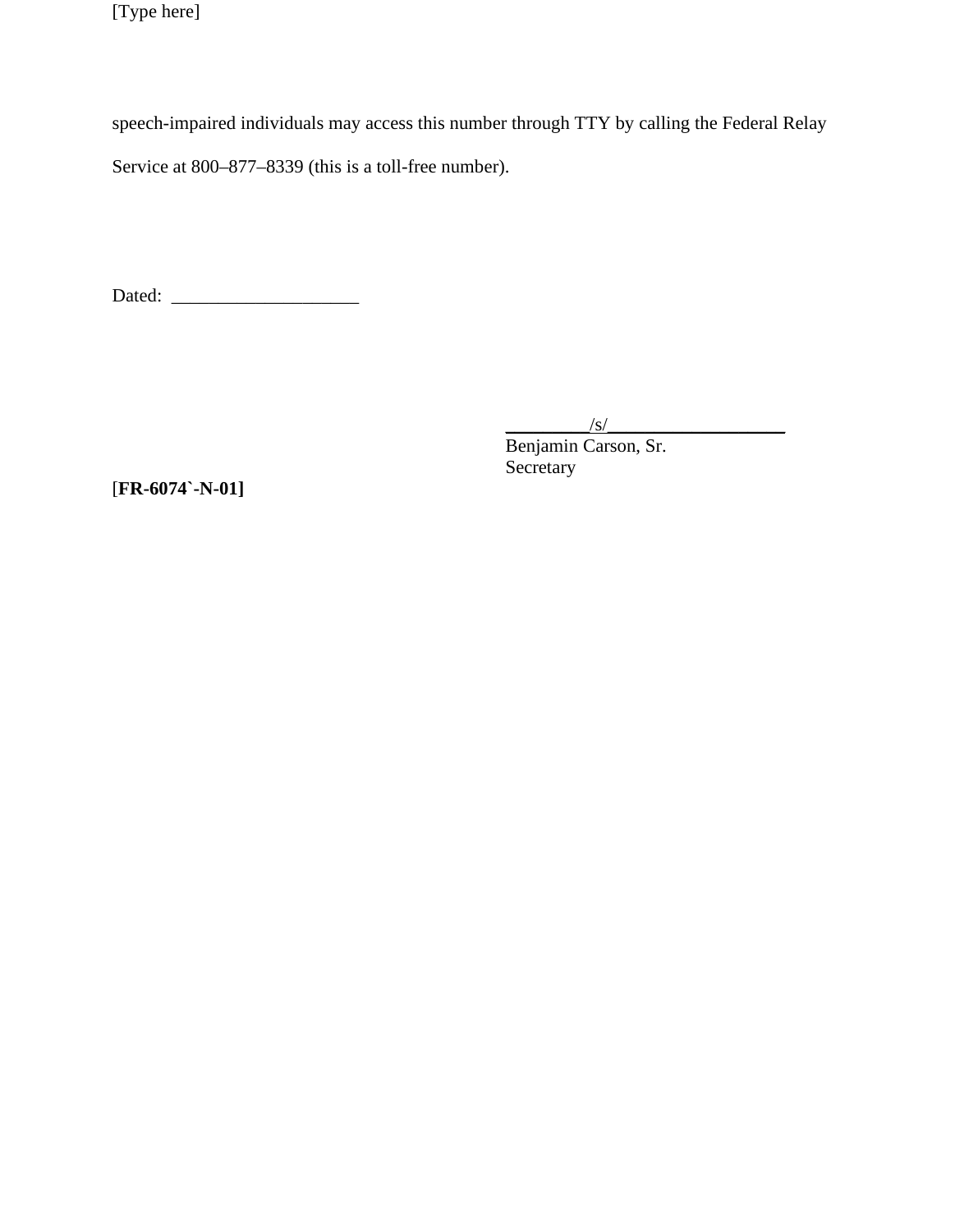speech-impaired individuals may access this number through TTY by calling the Federal Relay Service at 800–877–8339 (this is a toll-free number).

Dated: ____________________

_________/s/___________________
Benjamin Carson, Sr.
Secretary

**[FR-6074`-N-01]**